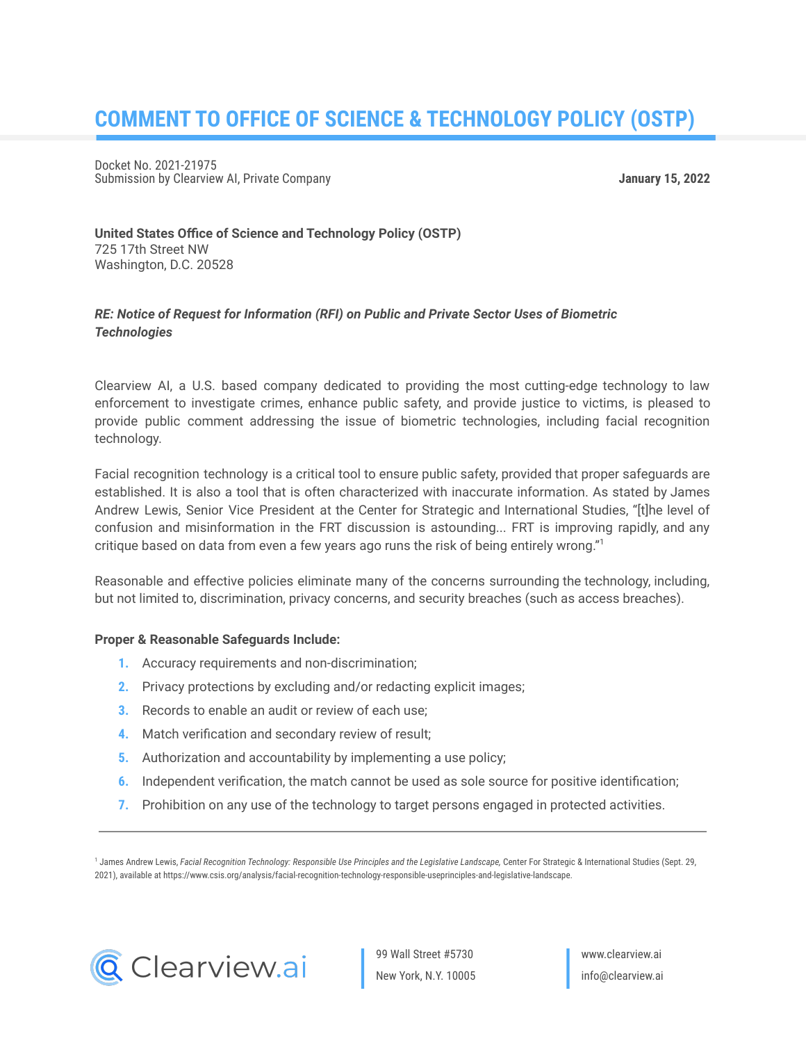# COMMENT TO OFFICE OF SCIENCE & TECHNOLOGY POLICY (OSTP)

Docket No. 2021-21975
Submission by Clearview AI, Private Company

**January 15, 2022**

**United States Office of Science and Technology Policy (OSTP)**
725 17th Street NW
Washington, D.C. 20528

***RE: Notice of Request for Information (RFI) on Public and Private Sector Uses of Biometric Technologies***

Clearview AI, a U.S. based company dedicated to providing the most cutting-edge technology to law enforcement to investigate crimes, enhance public safety, and provide justice to victims, is pleased to provide public comment addressing the issue of biometric technologies, including facial recognition technology.

Facial recognition technology is a critical tool to ensure public safety, provided that proper safeguards are established. It is also a tool that is often characterized with inaccurate information. As stated by James Andrew Lewis, Senior Vice President at the Center for Strategic and International Studies, "[t]he level of confusion and misinformation in the FRT discussion is astounding... FRT is improving rapidly, and any critique based on data from even a few years ago runs the risk of being entirely wrong."[1]

Reasonable and effective policies eliminate many of the concerns surrounding the technology, including, but not limited to, discrimination, privacy concerns, and security breaches (such as access breaches).

**Proper & Reasonable Safeguards Include:**

1. Accuracy requirements and non-discrimination;
2. Privacy protections by excluding and/or redacting explicit images;
3. Records to enable an audit or review of each use;
4. Match verification and secondary review of result;
5. Authorization and accountability by implementing a use policy;
6. Independent verification, the match cannot be used as sole source for positive identification;
7. Prohibition on any use of the technology to target persons engaged in protected activities.

---

[1] James Andrew Lewis, *Facial Recognition Technology: Responsible Use Principles and the Legislative Landscape,* Center For Strategic & International Studies (Sept. 29, 2021), available at https://www.csis.org/analysis/facial-recognition-technology-responsible-useprinciples-and-legislative-landscape.

Clearview.ai | 99 Wall Street #5730 New York, N.Y. 10005 | www.clearview.ai info@clearview.ai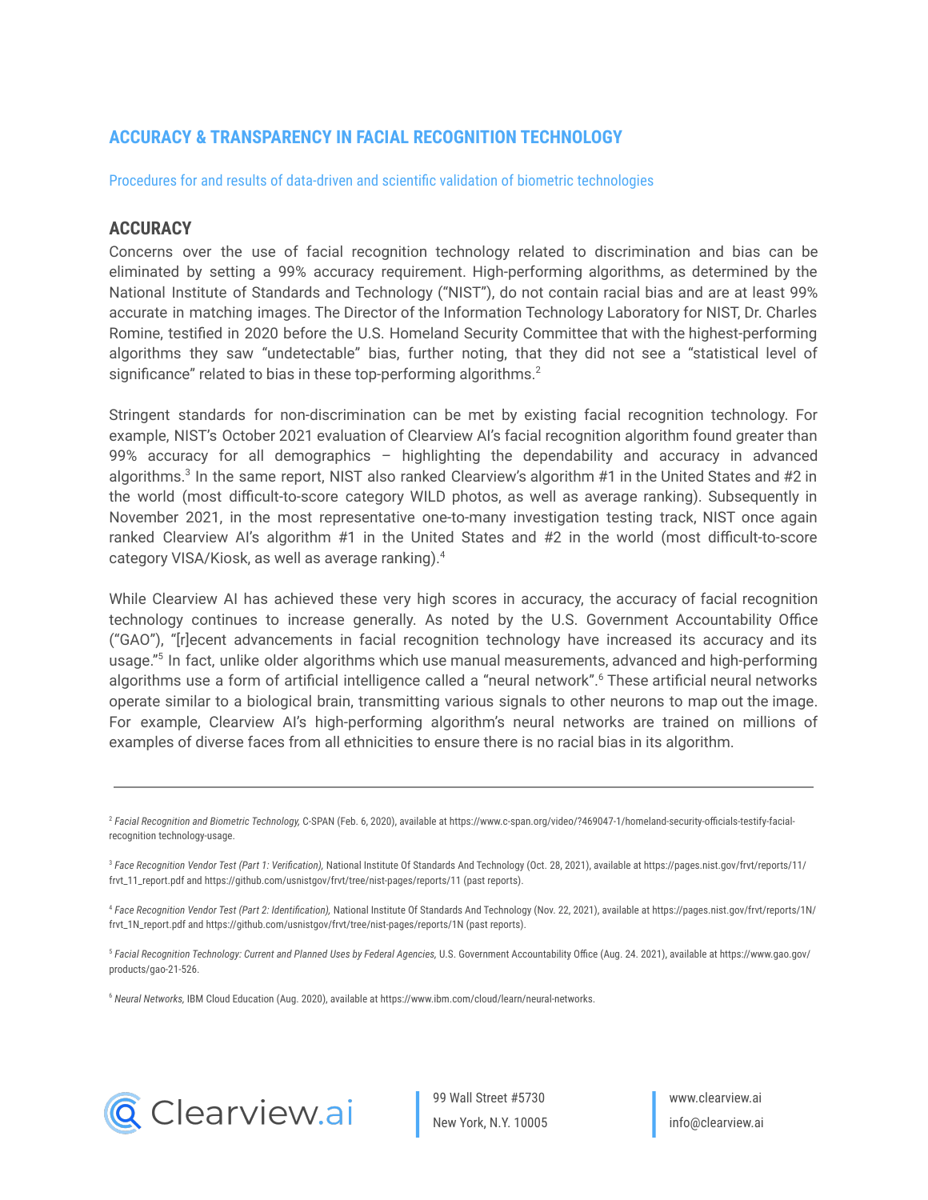## ACCURACY & TRANSPARENCY IN FACIAL RECOGNITION TECHNOLOGY

Procedures for and results of data-driven and scientific validation of biometric technologies

### ACCURACY

Concerns over the use of facial recognition technology related to discrimination and bias can be eliminated by setting a 99% accuracy requirement. High-performing algorithms, as determined by the National Institute of Standards and Technology ("NIST"), do not contain racial bias and are at least 99% accurate in matching images. The Director of the Information Technology Laboratory for NIST, Dr. Charles Romine, testified in 2020 before the U.S. Homeland Security Committee that with the highest-performing algorithms they saw "undetectable" bias, further noting, that they did not see a "statistical level of significance" related to bias in these top-performing algorithms.[2]

Stringent standards for non-discrimination can be met by existing facial recognition technology. For example, NIST's October 2021 evaluation of Clearview AI's facial recognition algorithm found greater than 99% accuracy for all demographics – highlighting the dependability and accuracy in advanced algorithms.[3] In the same report, NIST also ranked Clearview's algorithm #1 in the United States and #2 in the world (most difficult-to-score category WILD photos, as well as average ranking). Subsequently in November 2021, in the most representative one-to-many investigation testing track, NIST once again ranked Clearview AI's algorithm #1 in the United States and #2 in the world (most difficult-to-score category VISA/Kiosk, as well as average ranking).[4]

While Clearview AI has achieved these very high scores in accuracy, the accuracy of facial recognition technology continues to increase generally. As noted by the U.S. Government Accountability Office ("GAO"), "[r]ecent advancements in facial recognition technology have increased its accuracy and its usage."[5] In fact, unlike older algorithms which use manual measurements, advanced and high-performing algorithms use a form of artificial intelligence called a "neural network".[6] These artificial neural networks operate similar to a biological brain, transmitting various signals to other neurons to map out the image. For example, Clearview AI's high-performing algorithm's neural networks are trained on millions of examples of diverse faces from all ethnicities to ensure there is no racial bias in its algorithm.

---

[2] *Facial Recognition and Biometric Technology,* C-SPAN (Feb. 6, 2020), available at https://www.c-span.org/video/?469047-1/homeland-security-officials-testify-facial-recognition technology-usage.

[3] *Face Recognition Vendor Test (Part 1: Verification),* National Institute Of Standards And Technology (Oct. 28, 2021), available at https://pages.nist.gov/frvt/reports/11/frvt_11_report.pdf and https://github.com/usnistgov/frvt/tree/nist-pages/reports/11 (past reports).

[4] *Face Recognition Vendor Test (Part 2: Identification),* National Institute Of Standards And Technology (Nov. 22, 2021), available at https://pages.nist.gov/frvt/reports/1N/frvt_1N_report.pdf and https://github.com/usnistgov/frvt/tree/nist-pages/reports/1N (past reports).

[5] *Facial Recognition Technology: Current and Planned Uses by Federal Agencies,* U.S. Government Accountability Office (Aug. 24. 2021), available at https://www.gao.gov/products/gao-21-526.

[6] *Neural Networks,* IBM Cloud Education (Aug. 2020), available at https://www.ibm.com/cloud/learn/neural-networks.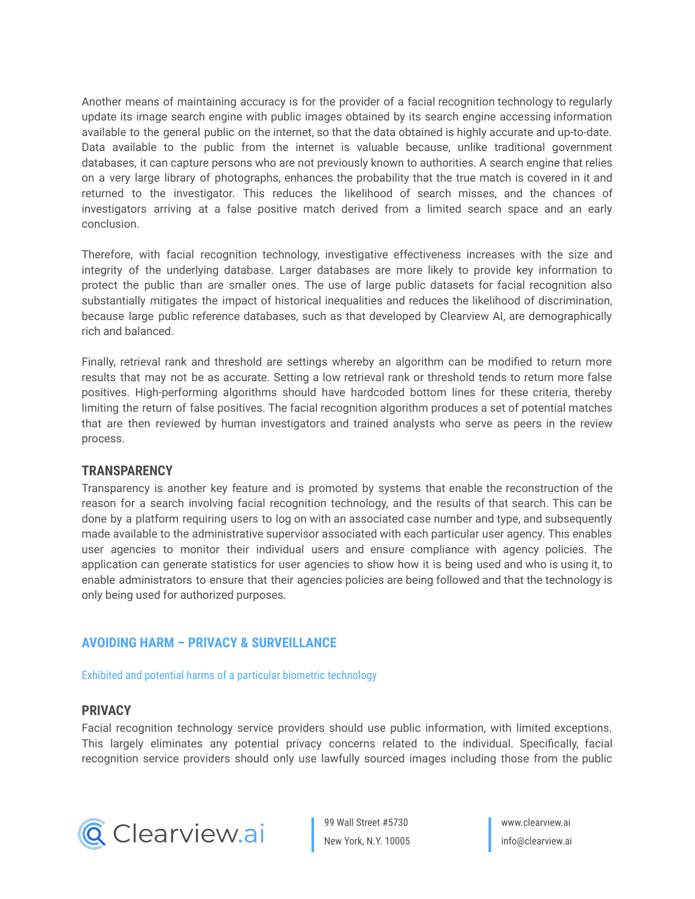Another means of maintaining accuracy is for the provider of a facial recognition technology to regularly update its image search engine with public images obtained by its search engine accessing information available to the general public on the internet, so that the data obtained is highly accurate and up-to-date. Data available to the public from the internet is valuable because, unlike traditional government databases, it can capture persons who are not previously known to authorities. A search engine that relies on a very large library of photographs, enhances the probability that the true match is covered in it and returned to the investigator. This reduces the likelihood of search misses, and the chances of investigators arriving at a false positive match derived from a limited search space and an early conclusion.

Therefore, with facial recognition technology, investigative effectiveness increases with the size and integrity of the underlying database. Larger databases are more likely to provide key information to protect the public than are smaller ones. The use of large public datasets for facial recognition also substantially mitigates the impact of historical inequalities and reduces the likelihood of discrimination, because large public reference databases, such as that developed by Clearview AI, are demographically rich and balanced.

Finally, retrieval rank and threshold are settings whereby an algorithm can be modified to return more results that may not be as accurate. Setting a low retrieval rank or threshold tends to return more false positives. High-performing algorithms should have hardcoded bottom lines for these criteria, thereby limiting the return of false positives. The facial recognition algorithm produces a set of potential matches that are then reviewed by human investigators and trained analysts who serve as peers in the review process.

### TRANSPARENCY

Transparency is another key feature and is promoted by systems that enable the reconstruction of the reason for a search involving facial recognition technology, and the results of that search. This can be done by a platform requiring users to log on with an associated case number and type, and subsequently made available to the administrative supervisor associated with each particular user agency. This enables user agencies to monitor their individual users and ensure compliance with agency policies. The application can generate statistics for user agencies to show how it is being used and who is using it, to enable administrators to ensure that their agencies policies are being followed and that the technology is only being used for authorized purposes.

## AVOIDING HARM – PRIVACY & SURVEILLANCE

Exhibited and potential harms of a particular biometric technology

### PRIVACY

Facial recognition technology service providers should use public information, with limited exceptions. This largely eliminates any potential privacy concerns related to the individual. Specifically, facial recognition service providers should only use lawfully sourced images including those from the public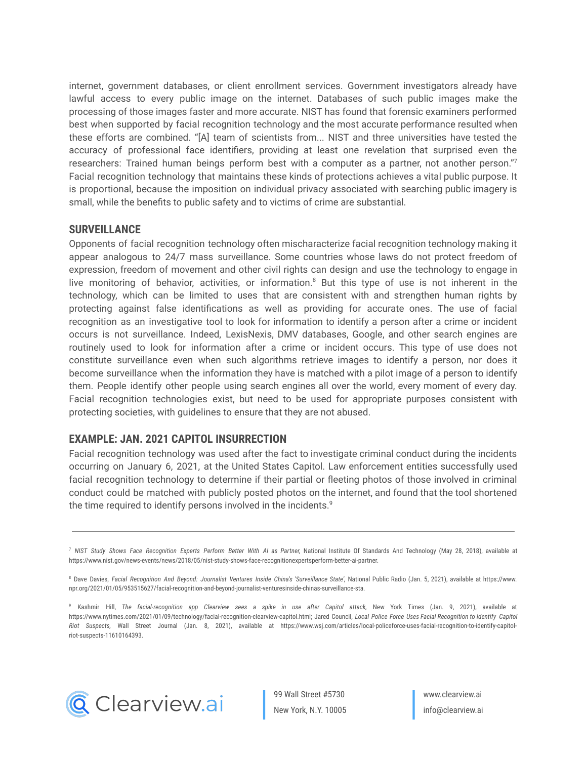internet, government databases, or client enrollment services. Government investigators already have lawful access to every public image on the internet. Databases of such public images make the processing of those images faster and more accurate. NIST has found that forensic examiners performed best when supported by facial recognition technology and the most accurate performance resulted when these efforts are combined. "[A] team of scientists from... NIST and three universities have tested the accuracy of professional face identifiers, providing at least one revelation that surprised even the researchers: Trained human beings perform best with a computer as a partner, not another person."[7] Facial recognition technology that maintains these kinds of protections achieves a vital public purpose. It is proportional, because the imposition on individual privacy associated with searching public imagery is small, while the benefits to public safety and to victims of crime are substantial.

## SURVEILLANCE

Opponents of facial recognition technology often mischaracterize facial recognition technology making it appear analogous to 24/7 mass surveillance. Some countries whose laws do not protect freedom of expression, freedom of movement and other civil rights can design and use the technology to engage in live monitoring of behavior, activities, or information.[8] But this type of use is not inherent in the technology, which can be limited to uses that are consistent with and strengthen human rights by protecting against false identifications as well as providing for accurate ones. The use of facial recognition as an investigative tool to look for information to identify a person after a crime or incident occurs is not surveillance. Indeed, LexisNexis, DMV databases, Google, and other search engines are routinely used to look for information after a crime or incident occurs. This type of use does not constitute surveillance even when such algorithms retrieve images to identify a person, nor does it become surveillance when the information they have is matched with a pilot image of a person to identify them. People identify other people using search engines all over the world, every moment of every day. Facial recognition technologies exist, but need to be used for appropriate purposes consistent with protecting societies, with guidelines to ensure that they are not abused.

## EXAMPLE: JAN. 2021 CAPITOL INSURRECTION

Facial recognition technology was used after the fact to investigate criminal conduct during the incidents occurring on January 6, 2021, at the United States Capitol. Law enforcement entities successfully used facial recognition technology to determine if their partial or fleeting photos of those involved in criminal conduct could be matched with publicly posted photos on the internet, and found that the tool shortened the time required to identify persons involved in the incidents.[9]

---

[7] *NIST Study Shows Face Recognition Experts Perform Better With AI as Partner,* National Institute Of Standards And Technology (May 28, 2018), available at https://www.nist.gov/news-events/news/2018/05/nist-study-shows-face-recognitionexpertsperform-better-ai-partner.

[8] Dave Davies, *Facial Recognition And Beyond: Journalist Ventures Inside China's 'Surveillance State',* National Public Radio (Jan. 5, 2021), available at https://www.npr.org/2021/01/05/953515627/facial-recognition-and-beyond-journalist-venturesinside-chinas-surveillance-sta.

[9] Kashmir Hill, *The facial-recognition app Clearview sees a spike in use after Capitol attack,* New York Times (Jan. 9, 2021), available at https://www.nytimes.com/2021/01/09/technology/facial-recognition-clearview-capitol.html; Jared Council, *Local Police Force Uses Facial Recognition to Identify Capitol Riot Suspects,* Wall Street Journal (Jan. 8, 2021), available at https://www.wsj.com/articles/local-policeforce-uses-facial-recognition-to-identify-capitol-riot-suspects-11610164393.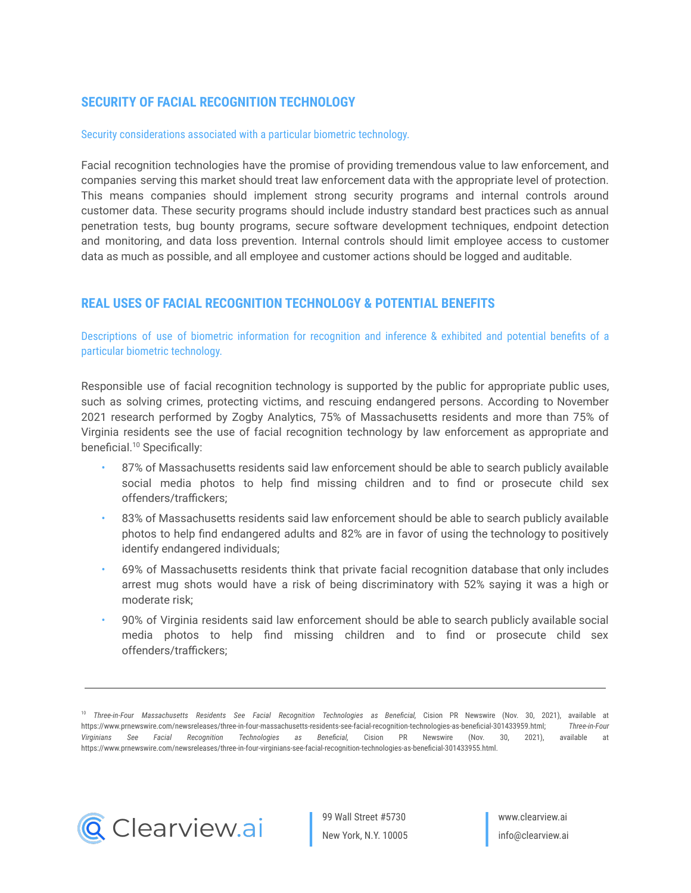## SECURITY OF FACIAL RECOGNITION TECHNOLOGY

Security considerations associated with a particular biometric technology.

Facial recognition technologies have the promise of providing tremendous value to law enforcement, and companies serving this market should treat law enforcement data with the appropriate level of protection. This means companies should implement strong security programs and internal controls around customer data. These security programs should include industry standard best practices such as annual penetration tests, bug bounty programs, secure software development techniques, endpoint detection and monitoring, and data loss prevention. Internal controls should limit employee access to customer data as much as possible, and all employee and customer actions should be logged and auditable.

## REAL USES OF FACIAL RECOGNITION TECHNOLOGY & POTENTIAL BENEFITS

Descriptions of use of biometric information for recognition and inference & exhibited and potential benefits of a particular biometric technology.

Responsible use of facial recognition technology is supported by the public for appropriate public uses, such as solving crimes, protecting victims, and rescuing endangered persons. According to November 2021 research performed by Zogby Analytics, 75% of Massachusetts residents and more than 75% of Virginia residents see the use of facial recognition technology by law enforcement as appropriate and beneficial.[10] Specifically:

- 87% of Massachusetts residents said law enforcement should be able to search publicly available social media photos to help find missing children and to find or prosecute child sex offenders/traffickers;
- 83% of Massachusetts residents said law enforcement should be able to search publicly available photos to help find endangered adults and 82% are in favor of using the technology to positively identify endangered individuals;
- 69% of Massachusetts residents think that private facial recognition database that only includes arrest mug shots would have a risk of being discriminatory with 52% saying it was a high or moderate risk;
- 90% of Virginia residents said law enforcement should be able to search publicly available social media photos to help find missing children and to find or prosecute child sex offenders/traffickers;

---

[10] *Three-in-Four Massachusetts Residents See Facial Recognition Technologies as Beneficial,* Cision PR Newswire (Nov. 30, 2021), available at https://www.prnewswire.com/newsreleases/three-in-four-massachusetts-residents-see-facial-recognition-technologies-as-beneficial-301433959.html; *Three-in-Four Virginians See Facial Recognition Technologies as Beneficial,* Cision PR Newswire (Nov. 30, 2021), available at https://www.prnewswire.com/newsreleases/three-in-four-virginians-see-facial-recognition-technologies-as-beneficial-301433955.html.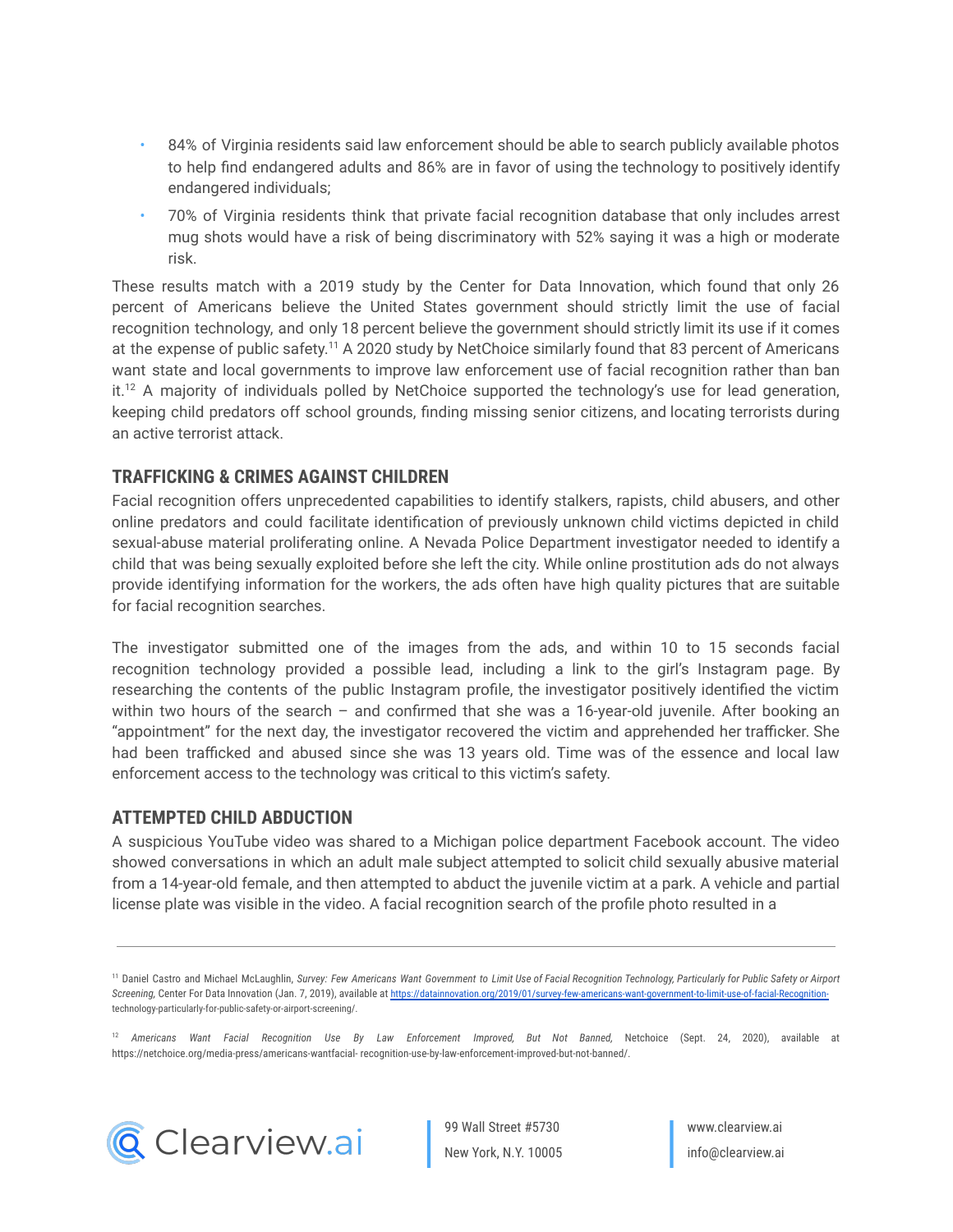- 84% of Virginia residents said law enforcement should be able to search publicly available photos to help find endangered adults and 86% are in favor of using the technology to positively identify endangered individuals;
- 70% of Virginia residents think that private facial recognition database that only includes arrest mug shots would have a risk of being discriminatory with 52% saying it was a high or moderate risk.

These results match with a 2019 study by the Center for Data Innovation, which found that only 26 percent of Americans believe the United States government should strictly limit the use of facial recognition technology, and only 18 percent believe the government should strictly limit its use if it comes at the expense of public safety.[11] A 2020 study by NetChoice similarly found that 83 percent of Americans want state and local governments to improve law enforcement use of facial recognition rather than ban it.[12] A majority of individuals polled by NetChoice supported the technology's use for lead generation, keeping child predators off school grounds, finding missing senior citizens, and locating terrorists during an active terrorist attack.

## TRAFFICKING & CRIMES AGAINST CHILDREN

Facial recognition offers unprecedented capabilities to identify stalkers, rapists, child abusers, and other online predators and could facilitate identification of previously unknown child victims depicted in child sexual-abuse material proliferating online. A Nevada Police Department investigator needed to identify a child that was being sexually exploited before she left the city. While online prostitution ads do not always provide identifying information for the workers, the ads often have high quality pictures that are suitable for facial recognition searches.

The investigator submitted one of the images from the ads, and within 10 to 15 seconds facial recognition technology provided a possible lead, including a link to the girl's Instagram page. By researching the contents of the public Instagram profile, the investigator positively identified the victim within two hours of the search – and confirmed that she was a 16-year-old juvenile. After booking an "appointment" for the next day, the investigator recovered the victim and apprehended her trafficker. She had been trafficked and abused since she was 13 years old. Time was of the essence and local law enforcement access to the technology was critical to this victim's safety.

## ATTEMPTED CHILD ABDUCTION

A suspicious YouTube video was shared to a Michigan police department Facebook account. The video showed conversations in which an adult male subject attempted to solicit child sexually abusive material from a 14-year-old female, and then attempted to abduct the juvenile victim at a park. A vehicle and partial license plate was visible in the video. A facial recognition search of the profile photo resulted in a

---

[11] Daniel Castro and Michael McLaughlin, *Survey: Few Americans Want Government to Limit Use of Facial Recognition Technology, Particularly for Public Safety or Airport Screening*, Center For Data Innovation (Jan. 7, 2019), available at https://datainnovation.org/2019/01/survey-few-americans-want-government-to-limit-use-of-facial-Recognition-technology-particularly-for-public-safety-or-airport-screening/.

[12] *Americans Want Facial Recognition Use By Law Enforcement Improved, But Not Banned,* Netchoice (Sept. 24, 2020), available at https://netchoice.org/media-press/americans-wantfacial- recognition-use-by-law-enforcement-improved-but-not-banned/.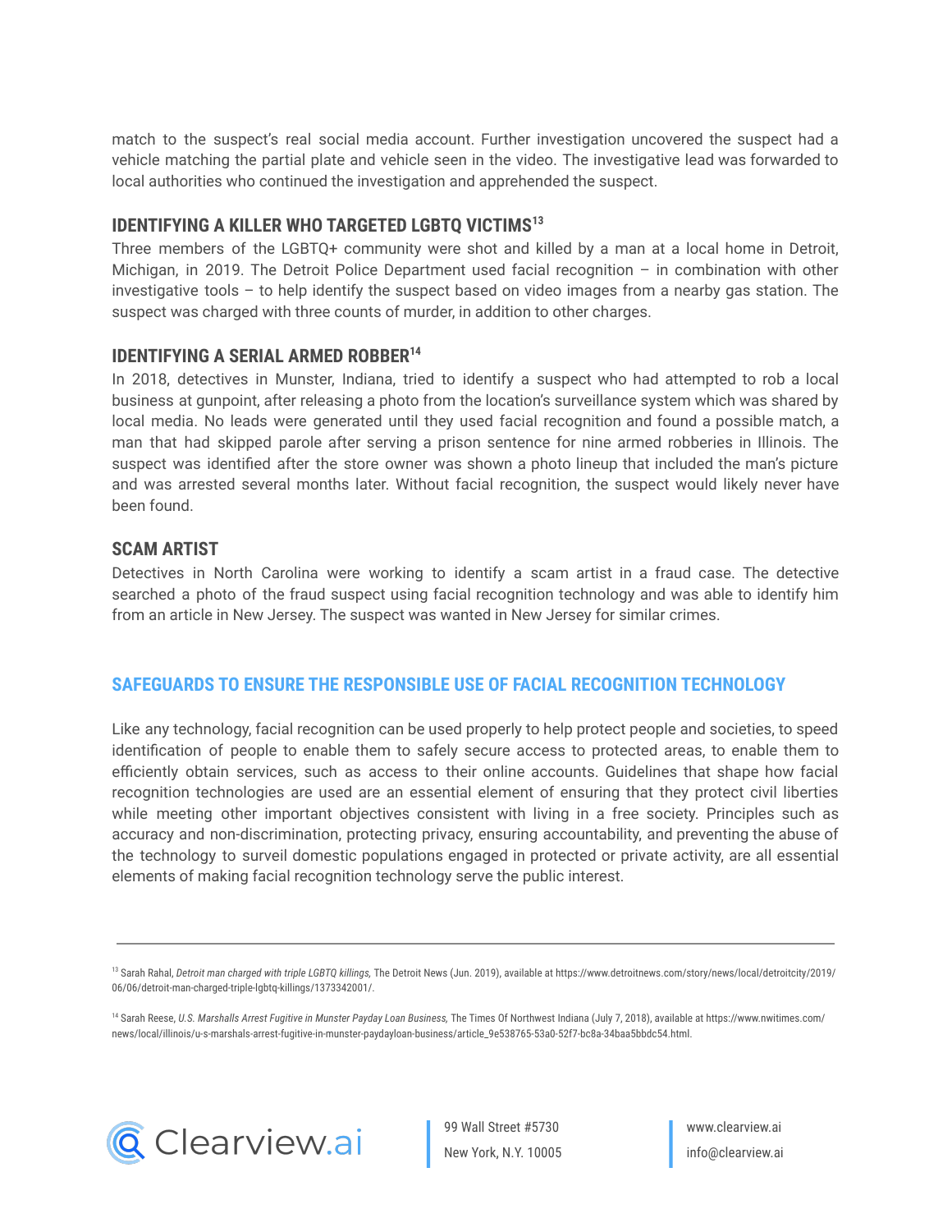match to the suspect's real social media account. Further investigation uncovered the suspect had a vehicle matching the partial plate and vehicle seen in the video. The investigative lead was forwarded to local authorities who continued the investigation and apprehended the suspect.

### IDENTIFYING A KILLER WHO TARGETED LGBTQ VICTIMS[13]

Three members of the LGBTQ+ community were shot and killed by a man at a local home in Detroit, Michigan, in 2019. The Detroit Police Department used facial recognition – in combination with other investigative tools – to help identify the suspect based on video images from a nearby gas station. The suspect was charged with three counts of murder, in addition to other charges.

### IDENTIFYING A SERIAL ARMED ROBBER[14]

In 2018, detectives in Munster, Indiana, tried to identify a suspect who had attempted to rob a local business at gunpoint, after releasing a photo from the location's surveillance system which was shared by local media. No leads were generated until they used facial recognition and found a possible match, a man that had skipped parole after serving a prison sentence for nine armed robberies in Illinois. The suspect was identified after the store owner was shown a photo lineup that included the man's picture and was arrested several months later. Without facial recognition, the suspect would likely never have been found.

### SCAM ARTIST

Detectives in North Carolina were working to identify a scam artist in a fraud case. The detective searched a photo of the fraud suspect using facial recognition technology and was able to identify him from an article in New Jersey. The suspect was wanted in New Jersey for similar crimes.

## SAFEGUARDS TO ENSURE THE RESPONSIBLE USE OF FACIAL RECOGNITION TECHNOLOGY

Like any technology, facial recognition can be used properly to help protect people and societies, to speed identification of people to enable them to safely secure access to protected areas, to enable them to efficiently obtain services, such as access to their online accounts. Guidelines that shape how facial recognition technologies are used are an essential element of ensuring that they protect civil liberties while meeting other important objectives consistent with living in a free society. Principles such as accuracy and non-discrimination, protecting privacy, ensuring accountability, and preventing the abuse of the technology to surveil domestic populations engaged in protected or private activity, are all essential elements of making facial recognition technology serve the public interest.

---

[13] Sarah Rahal, *Detroit man charged with triple LGBTQ killings,* The Detroit News (Jun. 2019), available at https://www.detroitnews.com/story/news/local/detroitcity/2019/06/06/detroit-man-charged-triple-lgbtq-killings/1373342001/.

[14] Sarah Reese, *U.S. Marshalls Arrest Fugitive in Munster Payday Loan Business,* The Times Of Northwest Indiana (July 7, 2018), available at https://www.nwitimes.com/news/local/illinois/u-s-marshals-arrest-fugitive-in-munster-paydayloan-business/article_9e538765-53a0-52f7-bc8a-34baa5bbdc54.html.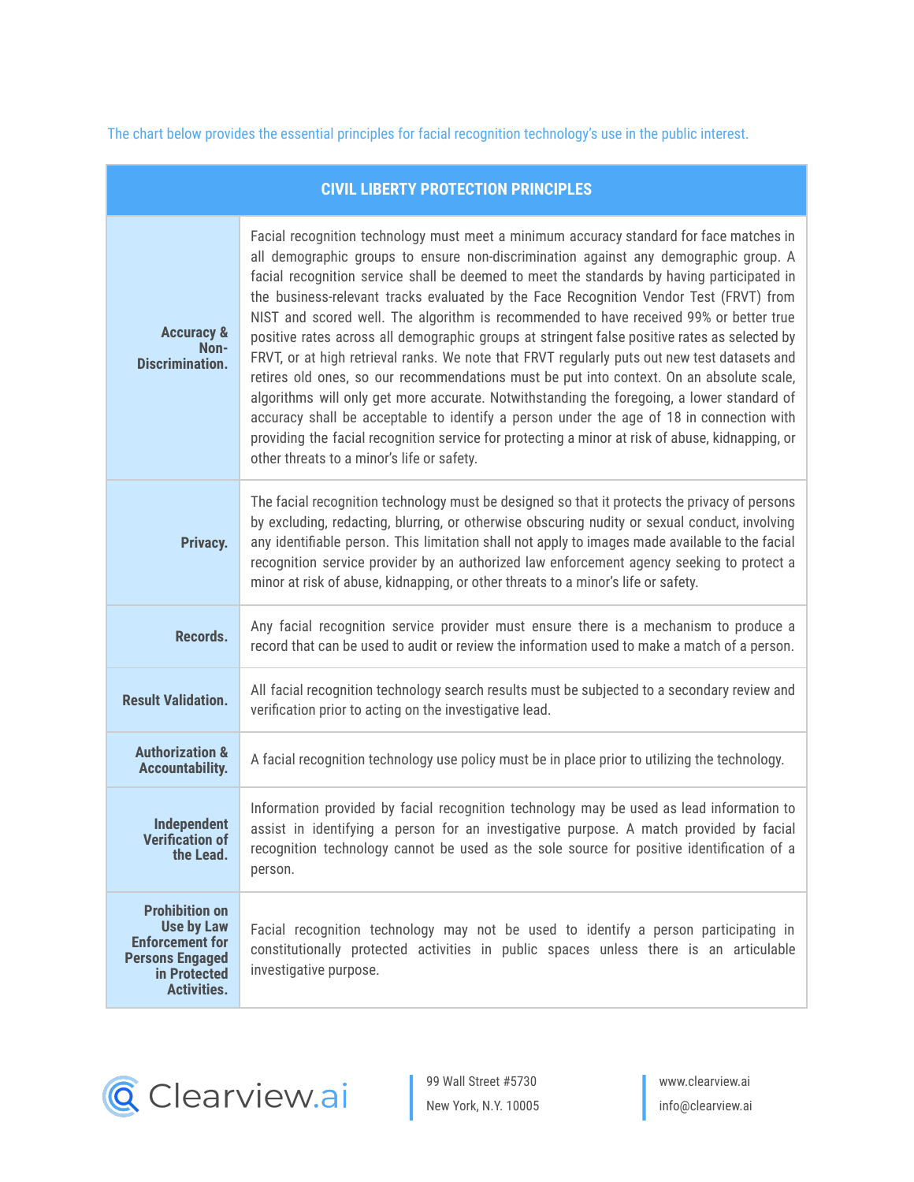The chart below provides the essential principles for facial recognition technology's use in the public interest.

| CIVIL LIBERTY PROTECTION PRINCIPLES | |
|---|---|
| **Accuracy & Non-Discrimination.** | Facial recognition technology must meet a minimum accuracy standard for face matches in all demographic groups to ensure non-discrimination against any demographic group. A facial recognition service shall be deemed to meet the standards by having participated in the business-relevant tracks evaluated by the Face Recognition Vendor Test (FRVT) from NIST and scored well. The algorithm is recommended to have received 99% or better true positive rates across all demographic groups at stringent false positive rates as selected by FRVT, or at high retrieval ranks. We note that FRVT regularly puts out new test datasets and retires old ones, so our recommendations must be put into context. On an absolute scale, algorithms will only get more accurate. Notwithstanding the foregoing, a lower standard of accuracy shall be acceptable to identify a person under the age of 18 in connection with providing the facial recognition service for protecting a minor at risk of abuse, kidnapping, or other threats to a minor's life or safety. |
| **Privacy.** | The facial recognition technology must be designed so that it protects the privacy of persons by excluding, redacting, blurring, or otherwise obscuring nudity or sexual conduct, involving any identifiable person. This limitation shall not apply to images made available to the facial recognition service provider by an authorized law enforcement agency seeking to protect a minor at risk of abuse, kidnapping, or other threats to a minor's life or safety. |
| **Records.** | Any facial recognition service provider must ensure there is a mechanism to produce a record that can be used to audit or review the information used to make a match of a person. |
| **Result Validation.** | All facial recognition technology search results must be subjected to a secondary review and verification prior to acting on the investigative lead. |
| **Authorization & Accountability.** | A facial recognition technology use policy must be in place prior to utilizing the technology. |
| **Independent Verification of the Lead.** | Information provided by facial recognition technology may be used as lead information to assist in identifying a person for an investigative purpose. A match provided by facial recognition technology cannot be used as the sole source for positive identification of a person. |
| **Prohibition on Use by Law Enforcement for Persons Engaged in Protected Activities.** | Facial recognition technology may not be used to identify a person participating in constitutionally protected activities in public spaces unless there is an articulable investigative purpose. |

Clearview.ai

99 Wall Street #5730
New York, N.Y. 10005

www.clearview.ai
info@clearview.ai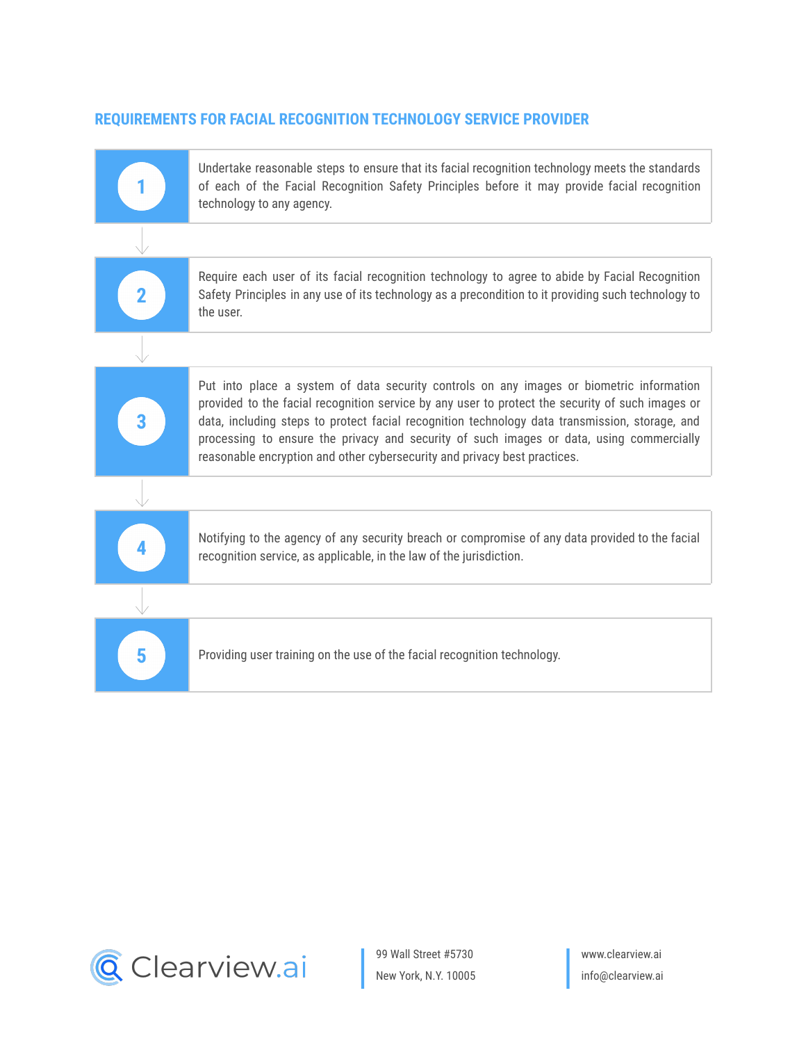## REQUIREMENTS FOR FACIAL RECOGNITION TECHNOLOGY SERVICE PROVIDER

1. Undertake reasonable steps to ensure that its facial recognition technology meets the standards of each of the Facial Recognition Safety Principles before it may provide facial recognition technology to any agency.

2. Require each user of its facial recognition technology to agree to abide by Facial Recognition Safety Principles in any use of its technology as a precondition to it providing such technology to the user.

3. Put into place a system of data security controls on any images or biometric information provided to the facial recognition service by any user to protect the security of such images or data, including steps to protect facial recognition technology data transmission, storage, and processing to ensure the privacy and security of such images or data, using commercially reasonable encryption and other cybersecurity and privacy best practices.

4. Notifying to the agency of any security breach or compromise of any data provided to the facial recognition service, as applicable, in the law of the jurisdiction.

5. Providing user training on the use of the facial recognition technology.

Clearview.ai

99 Wall Street #5730
New York, N.Y. 10005

www.clearview.ai
info@clearview.ai